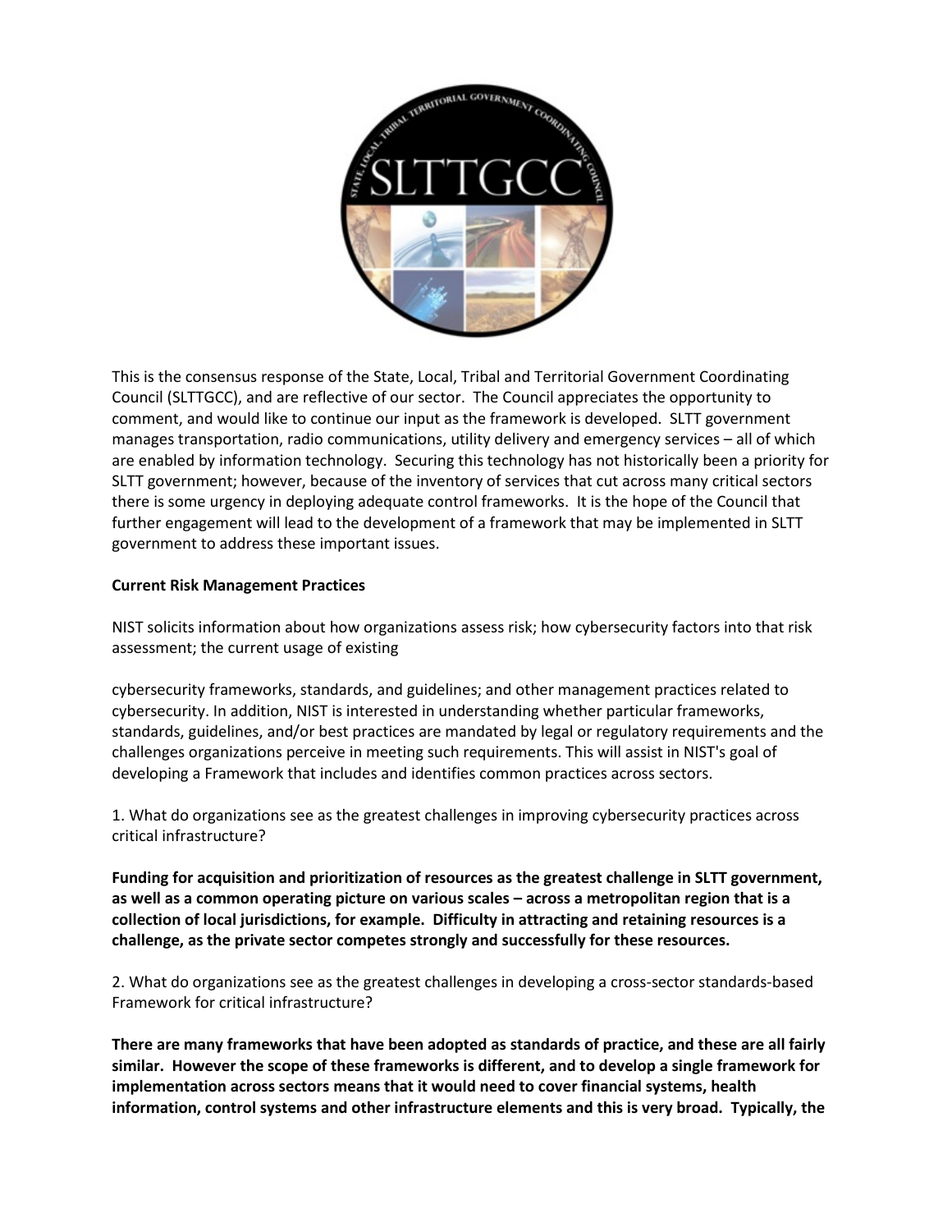This is the consensus response of the State, Local, Tribal and Territorial Government Coordinating Council (SLTTGCC), and are reflective of our sector. The Council appreciates the opportunity to comment, and would like to continue our input as the framework is developed. SLTT government manages transportation, radio communications, utility delivery and emergency services – all of which are enabled by information technology. Securing this technology has not historically been a priority for SLTT government; however, because of the inventory of services that cut across many critical sectors there is some urgency in deploying adequate control frameworks. It is the hope of the Council that further engagement will lead to the development of a framework that may be implemented in SLTT government to address these important issues.

**Current Risk Management Practices**

NIST solicits information about how organizations assess risk; how cybersecurity factors into that risk assessment; the current usage of existing cybersecurity frameworks, standards, and guidelines; and other management practices related to cybersecurity. In addition, NIST is interested in understanding whether particular frameworks, standards, guidelines, and/or best practices are mandated by legal or regulatory requirements and the challenges organizations perceive in meeting such requirements. This will assist in NIST's goal of developing a Framework that includes and identifies common practices across sectors.

1. What do organizations see as the greatest challenges in improving cybersecurity practices across critical infrastructure?

**Funding for acquisition and prioritization of resources as the greatest challenge in SLTT government, as well as a common operating picture on various scales – across a metropolitan region that is a collection of local jurisdictions, for example. Difficulty in attracting and retaining resources is a challenge, as the private sector competes strongly and successfully for these resources.**

2. What do organizations see as the greatest challenges in developing a cross-sector standards-based Framework for critical infrastructure?

**There are many frameworks that have been adopted as standards of practice, and these are all fairly similar. However the scope of these frameworks is different, and to develop a single framework for implementation across sectors means that it would need to cover financial systems, health information, control systems and other infrastructure elements and this is very broad. Typically, the**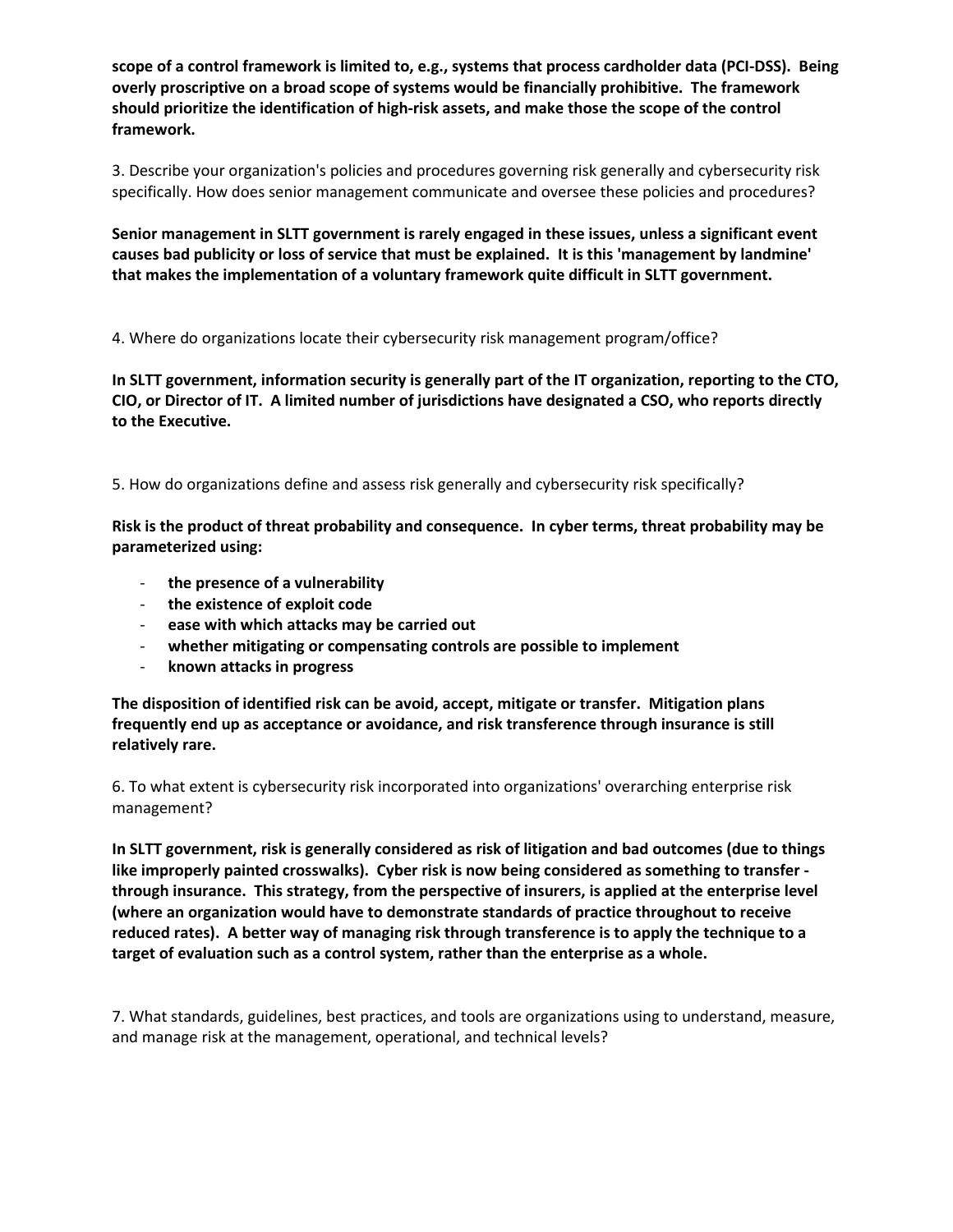**scope of a control framework is limited to, e.g., systems that process cardholder data (PCI-DSS). Being overly proscriptive on a broad scope of systems would be financially prohibitive. The framework should prioritize the identification of high-risk assets, and make those the scope of the control framework.**

3. Describe your organization's policies and procedures governing risk generally and cybersecurity risk specifically. How does senior management communicate and oversee these policies and procedures?

**Senior management in SLTT government is rarely engaged in these issues, unless a significant event causes bad publicity or loss of service that must be explained. It is this 'management by landmine' that makes the implementation of a voluntary framework quite difficult in SLTT government.**

4. Where do organizations locate their cybersecurity risk management program/office?

**In SLTT government, information security is generally part of the IT organization, reporting to the CTO, CIO, or Director of IT. A limited number of jurisdictions have designated a CSO, who reports directly to the Executive.**

5. How do organizations define and assess risk generally and cybersecurity risk specifically?

**Risk is the product of threat probability and consequence. In cyber terms, threat probability may be parameterized using:**

- **the presence of a vulnerability**
- **the existence of exploit code**
- **ease with which attacks may be carried out**
- **whether mitigating or compensating controls are possible to implement**
- **known attacks in progress**

**The disposition of identified risk can be avoid, accept, mitigate or transfer. Mitigation plans frequently end up as acceptance or avoidance, and risk transference through insurance is still relatively rare.**

6. To what extent is cybersecurity risk incorporated into organizations' overarching enterprise risk management?

**In SLTT government, risk is generally considered as risk of litigation and bad outcomes (due to things like improperly painted crosswalks). Cyber risk is now being considered as something to transfer - through insurance. This strategy, from the perspective of insurers, is applied at the enterprise level (where an organization would have to demonstrate standards of practice throughout to receive reduced rates). A better way of managing risk through transference is to apply the technique to a target of evaluation such as a control system, rather than the enterprise as a whole.**

7. What standards, guidelines, best practices, and tools are organizations using to understand, measure, and manage risk at the management, operational, and technical levels?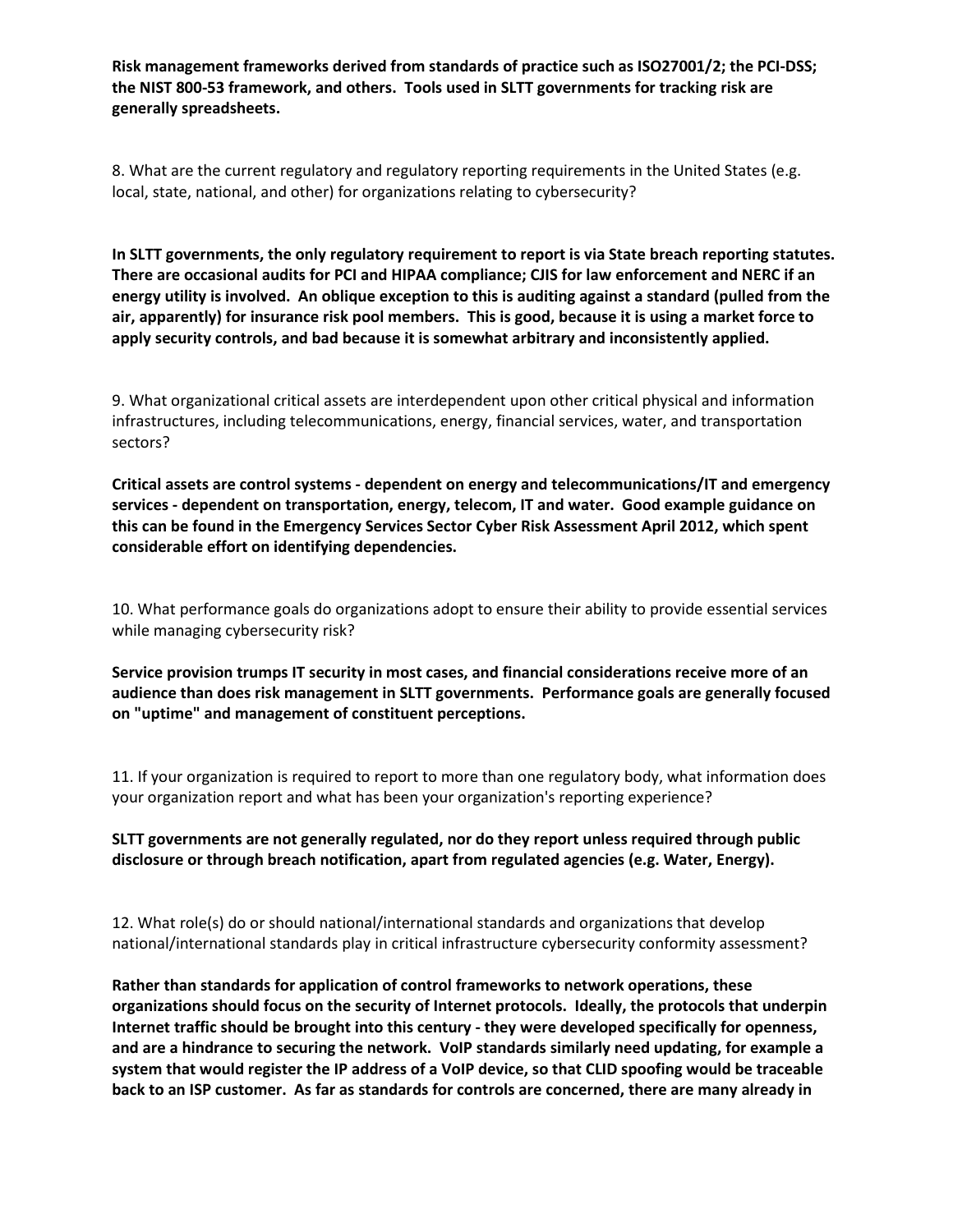**Risk management frameworks derived from standards of practice such as ISO27001/2; the PCI-DSS; the NIST 800-53 framework, and others. Tools used in SLTT governments for tracking risk are generally spreadsheets.**

8. What are the current regulatory and regulatory reporting requirements in the United States (e.g. local, state, national, and other) for organizations relating to cybersecurity?

**In SLTT governments, the only regulatory requirement to report is via State breach reporting statutes. There are occasional audits for PCI and HIPAA compliance; CJIS for law enforcement and NERC if an energy utility is involved. An oblique exception to this is auditing against a standard (pulled from the air, apparently) for insurance risk pool members. This is good, because it is using a market force to apply security controls, and bad because it is somewhat arbitrary and inconsistently applied.**

9. What organizational critical assets are interdependent upon other critical physical and information infrastructures, including telecommunications, energy, financial services, water, and transportation sectors?

**Critical assets are control systems - dependent on energy and telecommunications/IT and emergency services - dependent on transportation, energy, telecom, IT and water. Good example guidance on this can be found in the Emergency Services Sector Cyber Risk Assessment April 2012, which spent considerable effort on identifying dependencies.**

10. What performance goals do organizations adopt to ensure their ability to provide essential services while managing cybersecurity risk?

**Service provision trumps IT security in most cases, and financial considerations receive more of an audience than does risk management in SLTT governments. Performance goals are generally focused on "uptime" and management of constituent perceptions.**

11. If your organization is required to report to more than one regulatory body, what information does your organization report and what has been your organization's reporting experience?

**SLTT governments are not generally regulated, nor do they report unless required through public disclosure or through breach notification, apart from regulated agencies (e.g. Water, Energy).**

12. What role(s) do or should national/international standards and organizations that develop national/international standards play in critical infrastructure cybersecurity conformity assessment?

**Rather than standards for application of control frameworks to network operations, these organizations should focus on the security of Internet protocols. Ideally, the protocols that underpin Internet traffic should be brought into this century - they were developed specifically for openness, and are a hindrance to securing the network. VoIP standards similarly need updating, for example a system that would register the IP address of a VoIP device, so that CLID spoofing would be traceable back to an ISP customer. As far as standards for controls are concerned, there are many already in**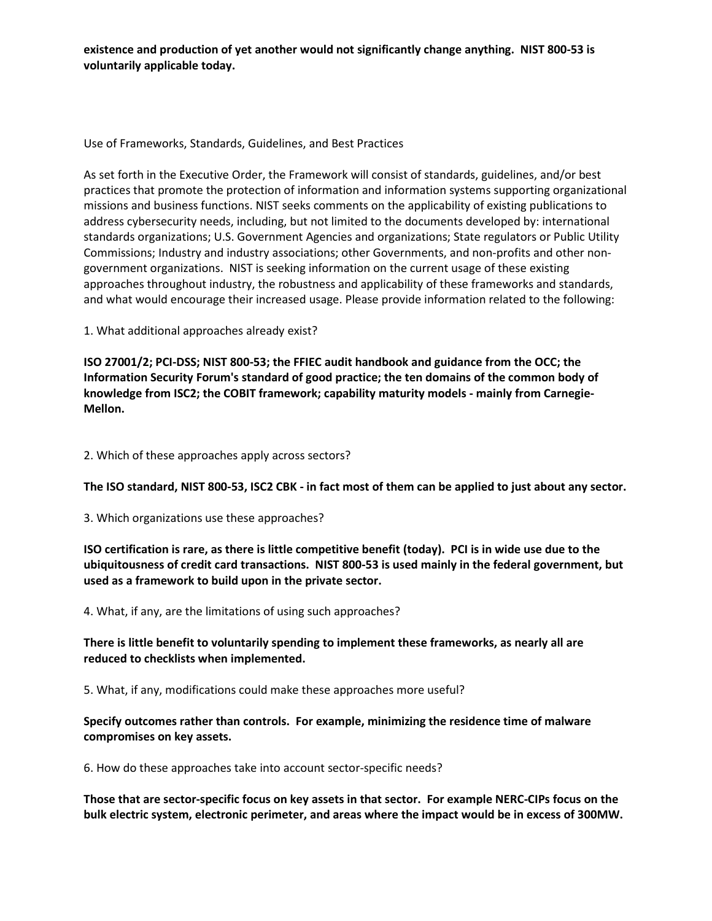**existence and production of yet another would not significantly change anything. NIST 800-53 is voluntarily applicable today.**

Use of Frameworks, Standards, Guidelines, and Best Practices

As set forth in the Executive Order, the Framework will consist of standards, guidelines, and/or best practices that promote the protection of information and information systems supporting organizational missions and business functions. NIST seeks comments on the applicability of existing publications to address cybersecurity needs, including, but not limited to the documents developed by: international standards organizations; U.S. Government Agencies and organizations; State regulators or Public Utility Commissions; Industry and industry associations; other Governments, and non-profits and other non-government organizations. NIST is seeking information on the current usage of these existing approaches throughout industry, the robustness and applicability of these frameworks and standards, and what would encourage their increased usage. Please provide information related to the following:

1. What additional approaches already exist?

**ISO 27001/2; PCI-DSS; NIST 800-53; the FFIEC audit handbook and guidance from the OCC; the Information Security Forum's standard of good practice; the ten domains of the common body of knowledge from ISC2; the COBIT framework; capability maturity models - mainly from Carnegie-Mellon.**

2. Which of these approaches apply across sectors?

**The ISO standard, NIST 800-53, ISC2 CBK - in fact most of them can be applied to just about any sector.**

3. Which organizations use these approaches?

**ISO certification is rare, as there is little competitive benefit (today). PCI is in wide use due to the ubiquitousness of credit card transactions. NIST 800-53 is used mainly in the federal government, but used as a framework to build upon in the private sector.**

4. What, if any, are the limitations of using such approaches?

**There is little benefit to voluntarily spending to implement these frameworks, as nearly all are reduced to checklists when implemented.**

5. What, if any, modifications could make these approaches more useful?

**Specify outcomes rather than controls. For example, minimizing the residence time of malware compromises on key assets.**

6. How do these approaches take into account sector-specific needs?

**Those that are sector-specific focus on key assets in that sector. For example NERC-CIPs focus on the bulk electric system, electronic perimeter, and areas where the impact would be in excess of 300MW.**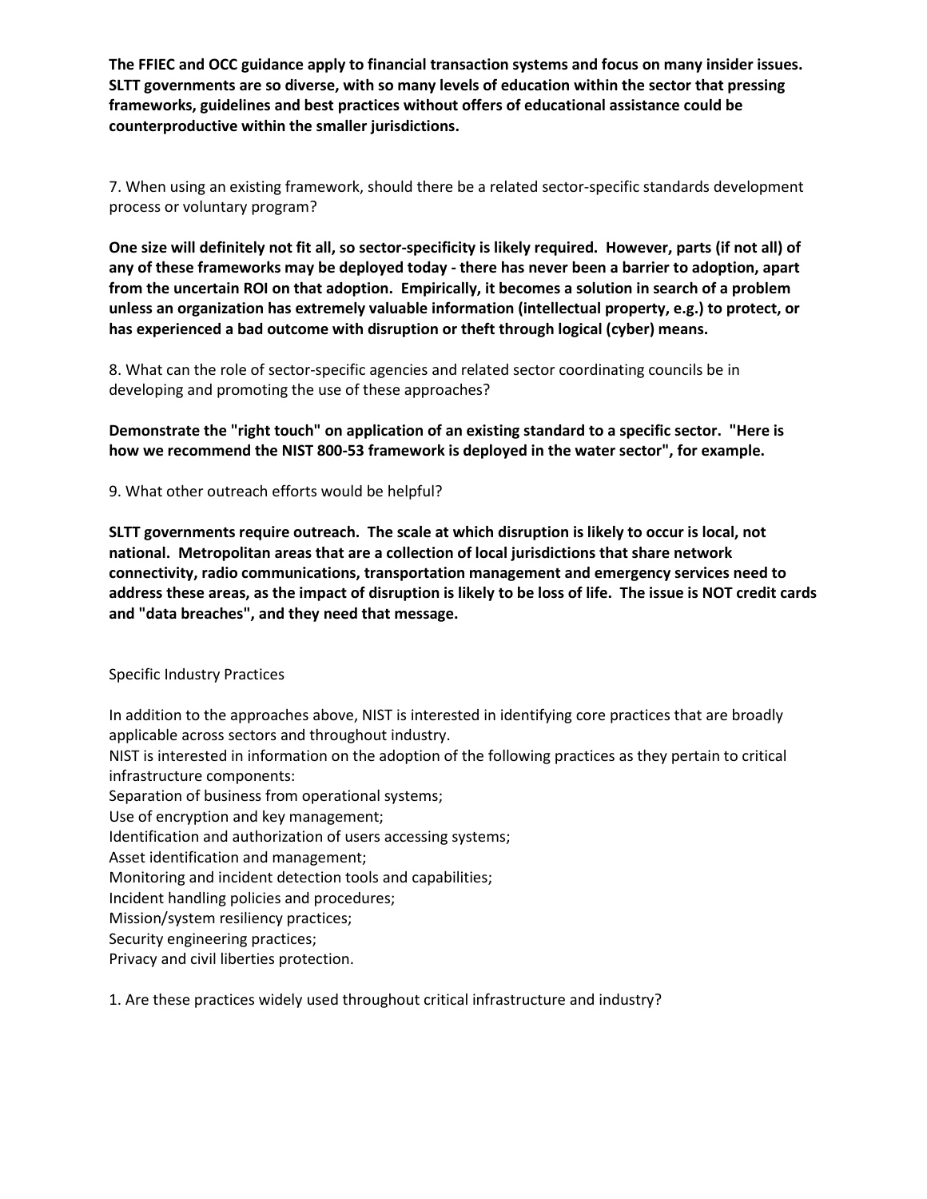**The FFIEC and OCC guidance apply to financial transaction systems and focus on many insider issues. SLTT governments are so diverse, with so many levels of education within the sector that pressing frameworks, guidelines and best practices without offers of educational assistance could be counterproductive within the smaller jurisdictions.**

7. When using an existing framework, should there be a related sector-specific standards development process or voluntary program?

**One size will definitely not fit all, so sector-specificity is likely required. However, parts (if not all) of any of these frameworks may be deployed today - there has never been a barrier to adoption, apart from the uncertain ROI on that adoption. Empirically, it becomes a solution in search of a problem unless an organization has extremely valuable information (intellectual property, e.g.) to protect, or has experienced a bad outcome with disruption or theft through logical (cyber) means.**

8. What can the role of sector-specific agencies and related sector coordinating councils be in developing and promoting the use of these approaches?

**Demonstrate the "right touch" on application of an existing standard to a specific sector. "Here is how we recommend the NIST 800-53 framework is deployed in the water sector", for example.**

9. What other outreach efforts would be helpful?

**SLTT governments require outreach. The scale at which disruption is likely to occur is local, not national. Metropolitan areas that are a collection of local jurisdictions that share network connectivity, radio communications, transportation management and emergency services need to address these areas, as the impact of disruption is likely to be loss of life. The issue is NOT credit cards and "data breaches", and they need that message.**

Specific Industry Practices

In addition to the approaches above, NIST is interested in identifying core practices that are broadly applicable across sectors and throughout industry.
NIST is interested in information on the adoption of the following practices as they pertain to critical infrastructure components:
Separation of business from operational systems;
Use of encryption and key management;
Identification and authorization of users accessing systems;
Asset identification and management;
Monitoring and incident detection tools and capabilities;
Incident handling policies and procedures;
Mission/system resiliency practices;
Security engineering practices;
Privacy and civil liberties protection.

1. Are these practices widely used throughout critical infrastructure and industry?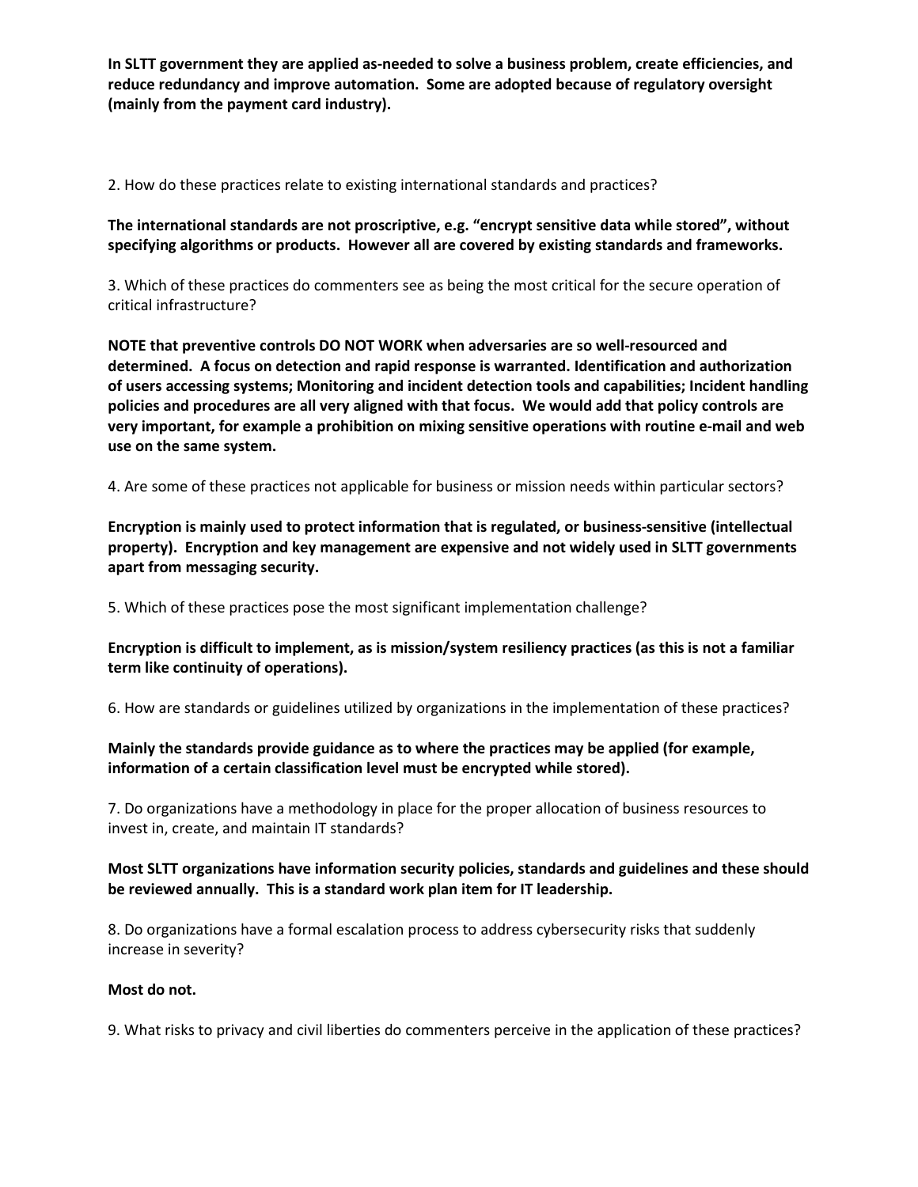**In SLTT government they are applied as-needed to solve a business problem, create efficiencies, and reduce redundancy and improve automation. Some are adopted because of regulatory oversight (mainly from the payment card industry).**

2. How do these practices relate to existing international standards and practices?

**The international standards are not proscriptive, e.g. "encrypt sensitive data while stored", without specifying algorithms or products. However all are covered by existing standards and frameworks.**

3. Which of these practices do commenters see as being the most critical for the secure operation of critical infrastructure?

**NOTE that preventive controls DO NOT WORK when adversaries are so well-resourced and determined. A focus on detection and rapid response is warranted. Identification and authorization of users accessing systems; Monitoring and incident detection tools and capabilities; Incident handling policies and procedures are all very aligned with that focus. We would add that policy controls are very important, for example a prohibition on mixing sensitive operations with routine e-mail and web use on the same system.**

4. Are some of these practices not applicable for business or mission needs within particular sectors?

**Encryption is mainly used to protect information that is regulated, or business-sensitive (intellectual property). Encryption and key management are expensive and not widely used in SLTT governments apart from messaging security.**

5. Which of these practices pose the most significant implementation challenge?

**Encryption is difficult to implement, as is mission/system resiliency practices (as this is not a familiar term like continuity of operations).**

6. How are standards or guidelines utilized by organizations in the implementation of these practices?

**Mainly the standards provide guidance as to where the practices may be applied (for example, information of a certain classification level must be encrypted while stored).**

7. Do organizations have a methodology in place for the proper allocation of business resources to invest in, create, and maintain IT standards?

**Most SLTT organizations have information security policies, standards and guidelines and these should be reviewed annually. This is a standard work plan item for IT leadership.**

8. Do organizations have a formal escalation process to address cybersecurity risks that suddenly increase in severity?

**Most do not.**

9. What risks to privacy and civil liberties do commenters perceive in the application of these practices?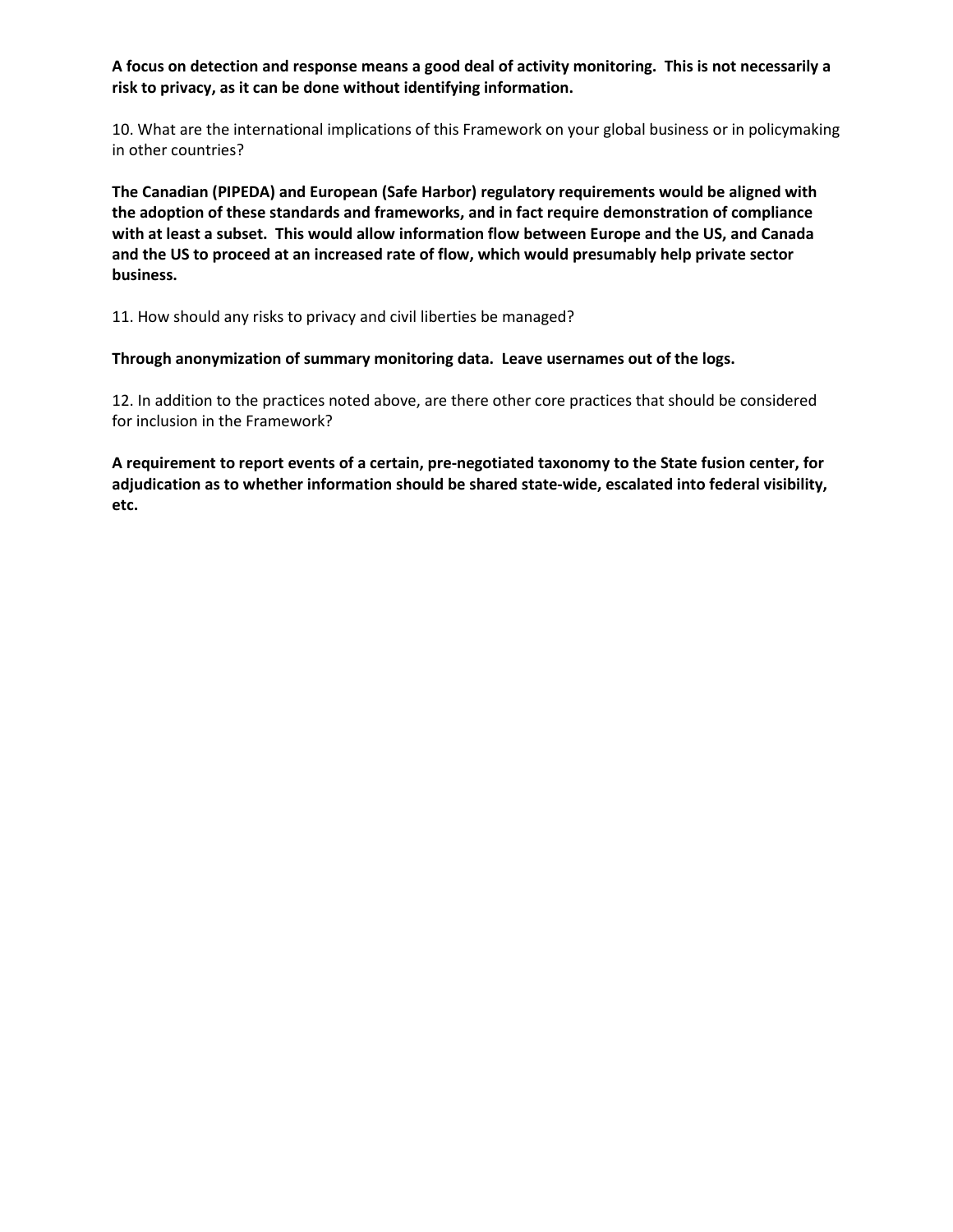**A focus on detection and response means a good deal of activity monitoring. This is not necessarily a risk to privacy, as it can be done without identifying information.**

10. What are the international implications of this Framework on your global business or in policymaking in other countries?

**The Canadian (PIPEDA) and European (Safe Harbor) regulatory requirements would be aligned with the adoption of these standards and frameworks, and in fact require demonstration of compliance with at least a subset. This would allow information flow between Europe and the US, and Canada and the US to proceed at an increased rate of flow, which would presumably help private sector business.**

11. How should any risks to privacy and civil liberties be managed?

**Through anonymization of summary monitoring data. Leave usernames out of the logs.**

12. In addition to the practices noted above, are there other core practices that should be considered for inclusion in the Framework?

**A requirement to report events of a certain, pre-negotiated taxonomy to the State fusion center, for adjudication as to whether information should be shared state-wide, escalated into federal visibility, etc.**